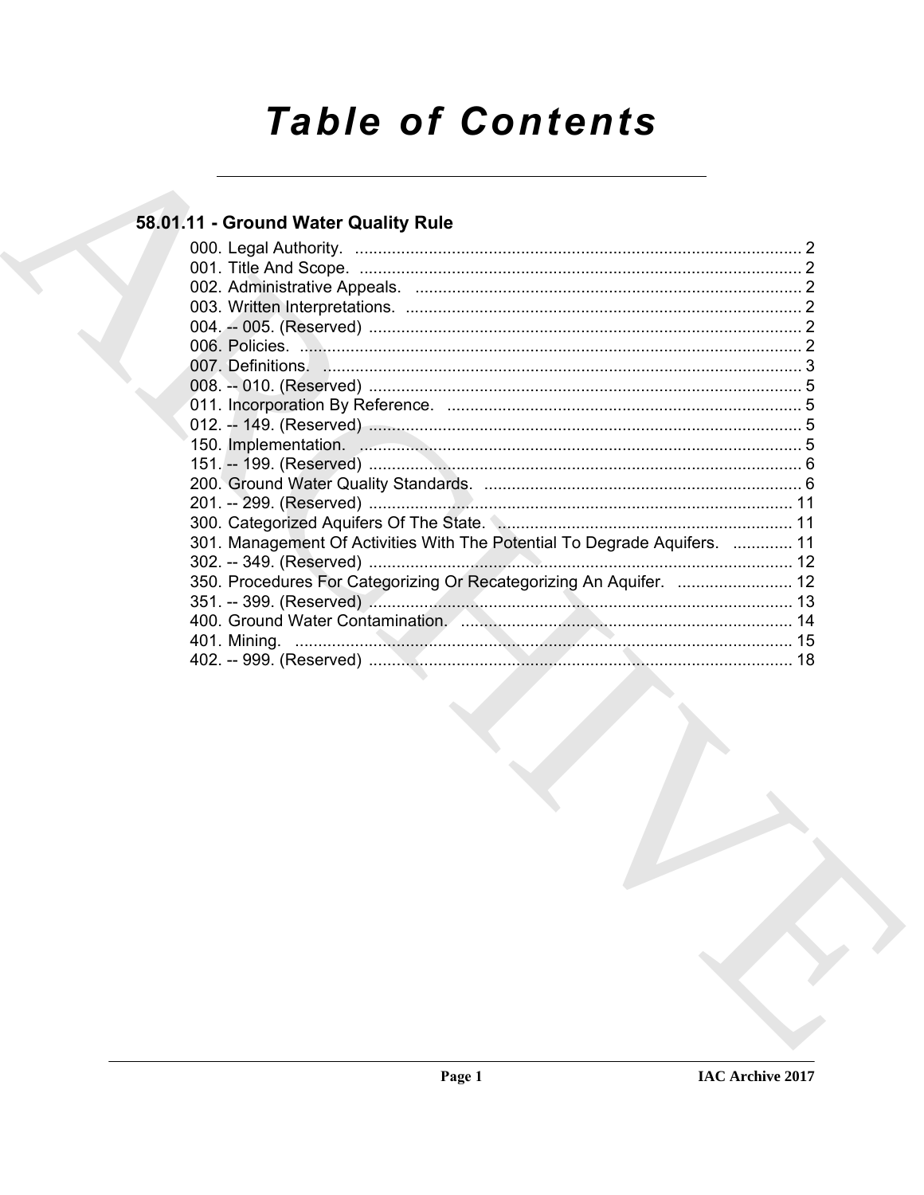# Table of Contents

## 58.01.11 - Ground Water Quality Rule

000. Legal Authority. .......... 2
001. Title And Scope. .......... 2
002. Administrative Appeals. .......... 2
003. Written Interpretations. .......... 2
004. -- 005. (Reserved) .......... 2
006. Policies. .......... 2
007. Definitions. .......... 3
008. -- 010. (Reserved) .......... 5
011. Incorporation By Reference. .......... 5
012. -- 149. (Reserved) .......... 5
150. Implementation. .......... 5
151. -- 199. (Reserved) .......... 6
200. Ground Water Quality Standards. .......... 6
201. -- 299. (Reserved) .......... 11
300. Categorized Aquifers Of The State. .......... 11
301. Management Of Activities With The Potential To Degrade Aquifers. .......... 11
302. -- 349. (Reserved) .......... 12
350. Procedures For Categorizing Or Recategorizing An Aquifer. .......... 12
351. -- 399. (Reserved) .......... 13
400. Ground Water Contamination. .......... 14
401. Mining. .......... 15
402. -- 999. (Reserved) .......... 18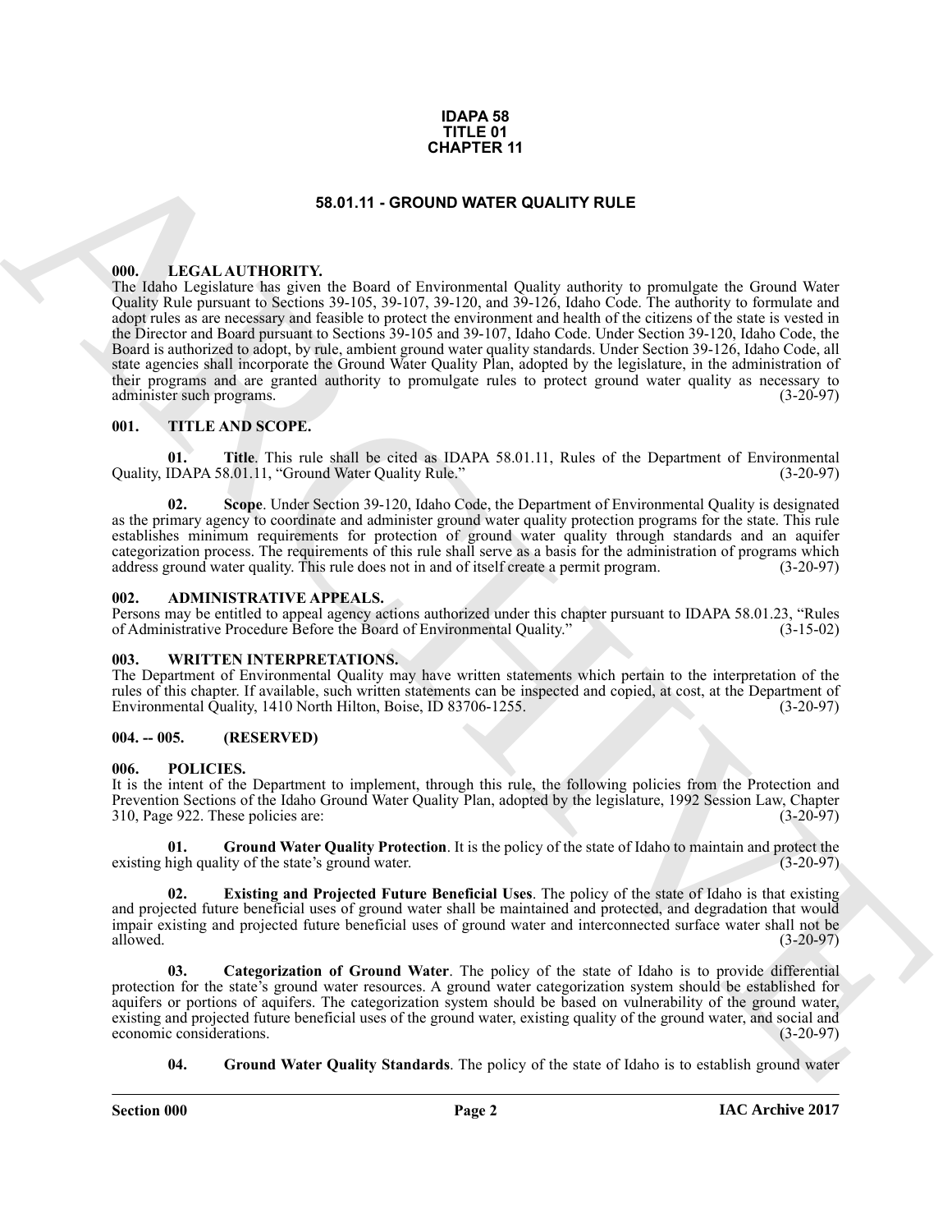**IDAPA 58**
**TITLE 01**
**CHAPTER 11**

# 58.01.11 - GROUND WATER QUALITY RULE

## 000. LEGAL AUTHORITY.

The Idaho Legislature has given the Board of Environmental Quality authority to promulgate the Ground Water Quality Rule pursuant to Sections 39-105, 39-107, 39-120, and 39-126, Idaho Code. The authority to formulate and adopt rules as are necessary and feasible to protect the environment and health of the citizens of the state is vested in the Director and Board pursuant to Sections 39-105 and 39-107, Idaho Code. Under Section 39-120, Idaho Code, the Board is authorized to adopt, by rule, ambient ground water quality standards. Under Section 39-126, Idaho Code, all state agencies shall incorporate the Ground Water Quality Plan, adopted by the legislature, in the administration of their programs and are granted authority to promulgate rules to protect ground water quality as necessary to administer such programs. (3-20-97)

## 001. TITLE AND SCOPE.

**01. Title**. This rule shall be cited as IDAPA 58.01.11, Rules of the Department of Environmental Quality, IDAPA 58.01.11, "Ground Water Quality Rule." (3-20-97)

**02. Scope**. Under Section 39-120, Idaho Code, the Department of Environmental Quality is designated as the primary agency to coordinate and administer ground water quality protection programs for the state. This rule establishes minimum requirements for protection of ground water quality through standards and an aquifer categorization process. The requirements of this rule shall serve as a basis for the administration of programs which address ground water quality. This rule does not in and of itself create a permit program. (3-20-97)

## 002. ADMINISTRATIVE APPEALS.

Persons may be entitled to appeal agency actions authorized under this chapter pursuant to IDAPA 58.01.23, "Rules of Administrative Procedure Before the Board of Environmental Quality." (3-15-02)

## 003. WRITTEN INTERPRETATIONS.

The Department of Environmental Quality may have written statements which pertain to the interpretation of the rules of this chapter. If available, such written statements can be inspected and copied, at cost, at the Department of Environmental Quality, 1410 North Hilton, Boise, ID 83706-1255. (3-20-97)

## 004. -- 005. (RESERVED)

## 006. POLICIES.

It is the intent of the Department to implement, through this rule, the following policies from the Protection and Prevention Sections of the Idaho Ground Water Quality Plan, adopted by the legislature, 1992 Session Law, Chapter 310, Page 922. These policies are: (3-20-97)

**01. Ground Water Quality Protection**. It is the policy of the state of Idaho to maintain and protect the existing high quality of the state's ground water. (3-20-97)

**02. Existing and Projected Future Beneficial Uses**. The policy of the state of Idaho is that existing and projected future beneficial uses of ground water shall be maintained and protected, and degradation that would impair existing and projected future beneficial uses of ground water and interconnected surface water shall not be allowed. (3-20-97)

**03. Categorization of Ground Water**. The policy of the state of Idaho is to provide differential protection for the state's ground water resources. A ground water categorization system should be established for aquifers or portions of aquifers. The categorization system should be based on vulnerability of the ground water, existing and projected future beneficial uses of the ground water, existing quality of the ground water, and social and economic considerations. (3-20-97)

**04. Ground Water Quality Standards**. The policy of the state of Idaho is to establish ground water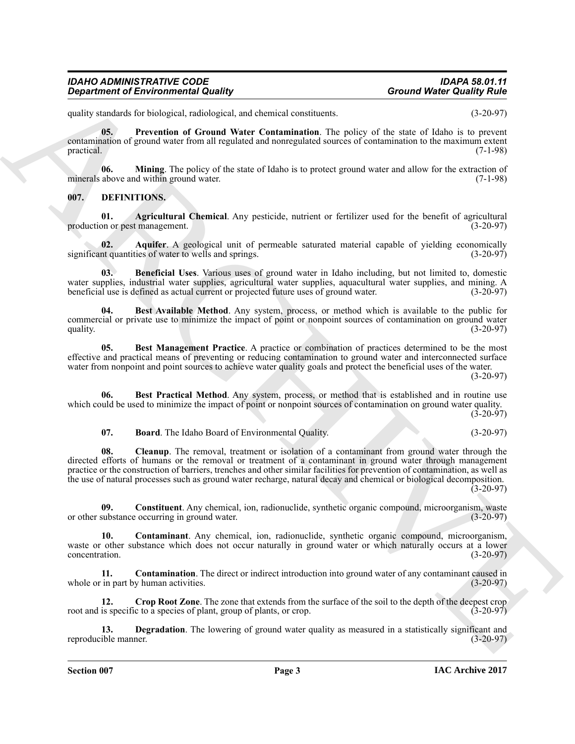quality standards for biological, radiological, and chemical constituents. (3-20-97)

**05. Prevention of Ground Water Contamination**. The policy of the state of Idaho is to prevent contamination of ground water from all regulated and nonregulated sources of contamination to the maximum extent practical. (7-1-98)

**06. Mining**. The policy of the state of Idaho is to protect ground water and allow for the extraction of minerals above and within ground water. (7-1-98)

## 007. DEFINITIONS.

**01. Agricultural Chemical**. Any pesticide, nutrient or fertilizer used for the benefit of agricultural production or pest management. (3-20-97)

**02. Aquifer**. A geological unit of permeable saturated material capable of yielding economically significant quantities of water to wells and springs. (3-20-97)

**03. Beneficial Uses**. Various uses of ground water in Idaho including, but not limited to, domestic water supplies, industrial water supplies, agricultural water supplies, aquacultural water supplies, and mining. A beneficial use is defined as actual current or projected future uses of ground water. (3-20-97)

**04. Best Available Method**. Any system, process, or method which is available to the public for commercial or private use to minimize the impact of point or nonpoint sources of contamination on ground water quality. (3-20-97)

**05. Best Management Practice**. A practice or combination of practices determined to be the most effective and practical means of preventing or reducing contamination to ground water and interconnected surface water from nonpoint and point sources to achieve water quality goals and protect the beneficial uses of the water. (3-20-97)

**06. Best Practical Method**. Any system, process, or method that is established and in routine use which could be used to minimize the impact of point or nonpoint sources of contamination on ground water quality. (3-20-97)

**07. Board**. The Idaho Board of Environmental Quality. (3-20-97)

**08. Cleanup**. The removal, treatment or isolation of a contaminant from ground water through the directed efforts of humans or the removal or treatment of a contaminant in ground water through management practice or the construction of barriers, trenches and other similar facilities for prevention of contamination, as well as the use of natural processes such as ground water recharge, natural decay and chemical or biological decomposition. (3-20-97)

**09. Constituent**. Any chemical, ion, radionuclide, synthetic organic compound, microorganism, waste or other substance occurring in ground water. (3-20-97)

**10. Contaminant**. Any chemical, ion, radionuclide, synthetic organic compound, microorganism, waste or other substance which does not occur naturally in ground water or which naturally occurs at a lower concentration. (3-20-97)

**11. Contamination**. The direct or indirect introduction into ground water of any contaminant caused in whole or in part by human activities. (3-20-97)

**12. Crop Root Zone**. The zone that extends from the surface of the soil to the depth of the deepest crop root and is specific to a species of plant, group of plants, or crop. (3-20-97)

**13. Degradation**. The lowering of ground water quality as measured in a statistically significant and reproducible manner. (3-20-97)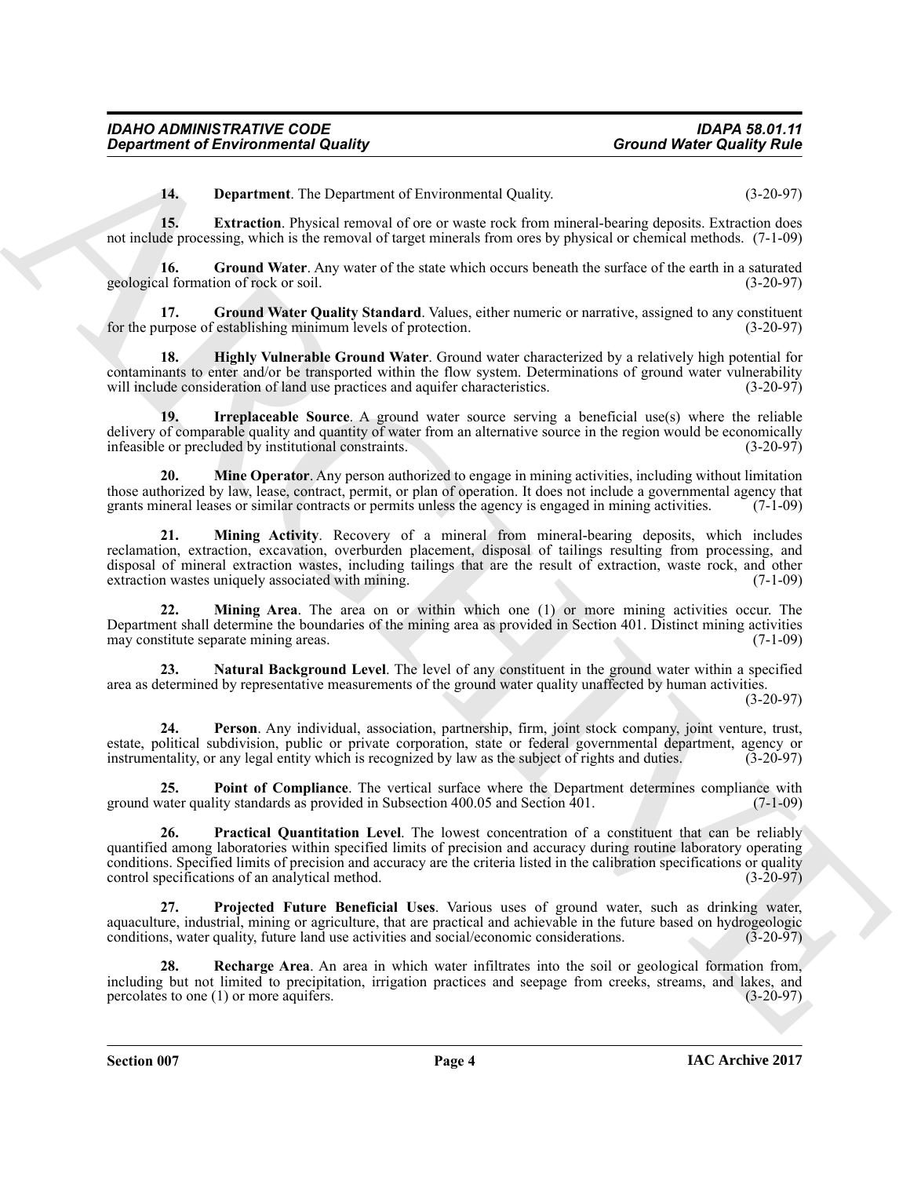**14. Department**. The Department of Environmental Quality. (3-20-97)

**15. Extraction**. Physical removal of ore or waste rock from mineral-bearing deposits. Extraction does not include processing, which is the removal of target minerals from ores by physical or chemical methods. (7-1-09)

**16. Ground Water**. Any water of the state which occurs beneath the surface of the earth in a saturated geological formation of rock or soil. (3-20-97)

**17. Ground Water Quality Standard**. Values, either numeric or narrative, assigned to any constituent for the purpose of establishing minimum levels of protection. (3-20-97)

**18. Highly Vulnerable Ground Water**. Ground water characterized by a relatively high potential for contaminants to enter and/or be transported within the flow system. Determinations of ground water vulnerability will include consideration of land use practices and aquifer characteristics. (3-20-97)

**19. Irreplaceable Source**. A ground water source serving a beneficial use(s) where the reliable delivery of comparable quality and quantity of water from an alternative source in the region would be economically infeasible or precluded by institutional constraints. (3-20-97)

**20. Mine Operator**. Any person authorized to engage in mining activities, including without limitation those authorized by law, lease, contract, permit, or plan of operation. It does not include a governmental agency that grants mineral leases or similar contracts or permits unless the agency is engaged in mining activities. (7-1-09)

**21. Mining Activity**. Recovery of a mineral from mineral-bearing deposits, which includes reclamation, extraction, excavation, overburden placement, disposal of tailings resulting from processing, and disposal of mineral extraction wastes, including tailings that are the result of extraction, waste rock, and other extraction wastes uniquely associated with mining. (7-1-09)

**22. Mining Area**. The area on or within which one (1) or more mining activities occur. The Department shall determine the boundaries of the mining area as provided in Section 401. Distinct mining activities may constitute separate mining areas. (7-1-09)

**23. Natural Background Level**. The level of any constituent in the ground water within a specified area as determined by representative measurements of the ground water quality unaffected by human activities. (3-20-97)

**24. Person**. Any individual, association, partnership, firm, joint stock company, joint venture, trust, estate, political subdivision, public or private corporation, state or federal governmental department, agency or instrumentality, or any legal entity which is recognized by law as the subject of rights and duties. (3-20-97)

**25. Point of Compliance**. The vertical surface where the Department determines compliance with ground water quality standards as provided in Subsection 400.05 and Section 401. (7-1-09)

**26. Practical Quantitation Level**. The lowest concentration of a constituent that can be reliably quantified among laboratories within specified limits of precision and accuracy during routine laboratory operating conditions. Specified limits of precision and accuracy are the criteria listed in the calibration specifications or quality control specifications of an analytical method. (3-20-97)

**27. Projected Future Beneficial Uses**. Various uses of ground water, such as drinking water, aquaculture, industrial, mining or agriculture, that are practical and achievable in the future based on hydrogeologic conditions, water quality, future land use activities and social/economic considerations. (3-20-97)

**28. Recharge Area**. An area in which water infiltrates into the soil or geological formation from, including but not limited to precipitation, irrigation practices and seepage from creeks, streams, and lakes, and percolates to one (1) or more aquifers. (3-20-97)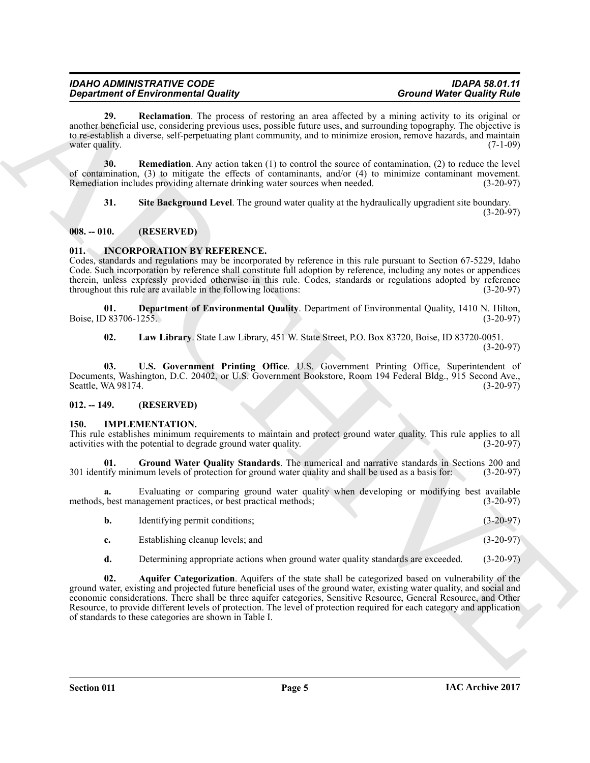**29. Reclamation**. The process of restoring an area affected by a mining activity to its original or another beneficial use, considering previous uses, possible future uses, and surrounding topography. The objective is to re-establish a diverse, self-perpetuating plant community, and to minimize erosion, remove hazards, and maintain water quality. (7-1-09)

**30. Remediation**. Any action taken (1) to control the source of contamination, (2) to reduce the level of contamination, (3) to mitigate the effects of contaminants, and/or (4) to minimize contaminant movement. Remediation includes providing alternate drinking water sources when needed. (3-20-97)

**31. Site Background Level**. The ground water quality at the hydraulically upgradient site boundary. (3-20-97)

## 008. -- 010. (RESERVED)

## 011. INCORPORATION BY REFERENCE.

Codes, standards and regulations may be incorporated by reference in this rule pursuant to Section 67-5229, Idaho Code. Such incorporation by reference shall constitute full adoption by reference, including any notes or appendices therein, unless expressly provided otherwise in this rule. Codes, standards or regulations adopted by reference throughout this rule are available in the following locations: (3-20-97)

**01. Department of Environmental Quality**. Department of Environmental Quality, 1410 N. Hilton, Boise, ID 83706-1255. (3-20-97)

**02. Law Library**. State Law Library, 451 W. State Street, P.O. Box 83720, Boise, ID 83720-0051. (3-20-97)

**03. U.S. Government Printing Office**. U.S. Government Printing Office, Superintendent of Documents, Washington, D.C. 20402, or U.S. Government Bookstore, Room 194 Federal Bldg., 915 Second Ave., Seattle, WA 98174. (3-20-97)

## 012. -- 149. (RESERVED)

## 150. IMPLEMENTATION.

This rule establishes minimum requirements to maintain and protect ground water quality. This rule applies to all activities with the potential to degrade ground water quality. (3-20-97)

**01. Ground Water Quality Standards**. The numerical and narrative standards in Sections 200 and 301 identify minimum levels of protection for ground water quality and shall be used as a basis for: (3-20-97)

**a.** Evaluating or comparing ground water quality when developing or modifying best available methods, best management practices, or best practical methods; (3-20-97)

**b.** Identifying permit conditions; (3-20-97)

**c.** Establishing cleanup levels; and (3-20-97)

**d.** Determining appropriate actions when ground water quality standards are exceeded. (3-20-97)

**02. Aquifer Categorization**. Aquifers of the state shall be categorized based on vulnerability of the ground water, existing and projected future beneficial uses of the ground water, existing water quality, and social and economic considerations. There shall be three aquifer categories, Sensitive Resource, General Resource, and Other Resource, to provide different levels of protection. The level of protection required for each category and application of standards to these categories are shown in Table I.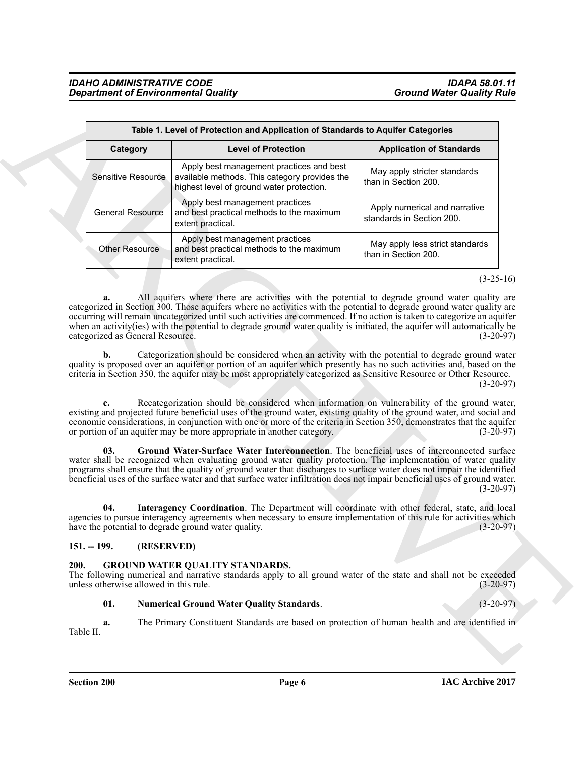| Table 1. Level of Protection and Application of Standards to Aquifer Categories | | |
|---|---|---|
| Category | Level of Protection | Application of Standards |
| Sensitive Resource | Apply best management practices and best available methods. This category provides the highest level of ground water protection. | May apply stricter standards than in Section 200. |
| General Resource | Apply best management practices and best practical methods to the maximum extent practical. | Apply numerical and narrative standards in Section 200. |
| Other Resource | Apply best management practices and best practical methods to the maximum extent practical. | May apply less strict standards than in Section 200. |

(3-25-16)

**a.** All aquifers where there are activities with the potential to degrade ground water quality are categorized in Section 300. Those aquifers where no activities with the potential to degrade ground water quality are occurring will remain uncategorized until such activities are commenced. If no action is taken to categorize an aquifer when an activity(ies) with the potential to degrade ground water quality is initiated, the aquifer will automatically be categorized as General Resource. (3-20-97)

**b.** Categorization should be considered when an activity with the potential to degrade ground water quality is proposed over an aquifer or portion of an aquifer which presently has no such activities and, based on the criteria in Section 350, the aquifer may be most appropriately categorized as Sensitive Resource or Other Resource. (3-20-97)

**c.** Recategorization should be considered when information on vulnerability of the ground water, existing and projected future beneficial uses of the ground water, existing quality of the ground water, and social and economic considerations, in conjunction with one or more of the criteria in Section 350, demonstrates that the aquifer or portion of an aquifer may be more appropriate in another category. (3-20-97)

**03. Ground Water-Surface Water Interconnection**. The beneficial uses of interconnected surface water shall be recognized when evaluating ground water quality protection. The implementation of water quality programs shall ensure that the quality of ground water that discharges to surface water does not impair the identified beneficial uses of the surface water and that surface water infiltration does not impair beneficial uses of ground water. (3-20-97)

**04. Interagency Coordination**. The Department will coordinate with other federal, state, and local agencies to pursue interagency agreements when necessary to ensure implementation of this rule for activities which have the potential to degrade ground water quality. (3-20-97)

## 151. -- 199. (RESERVED)

## 200. GROUND WATER QUALITY STANDARDS.

The following numerical and narrative standards apply to all ground water of the state and shall not be exceeded unless otherwise allowed in this rule. (3-20-97)

**01. Numerical Ground Water Quality Standards**. (3-20-97)

**a.** The Primary Constituent Standards are based on protection of human health and are identified in Table II.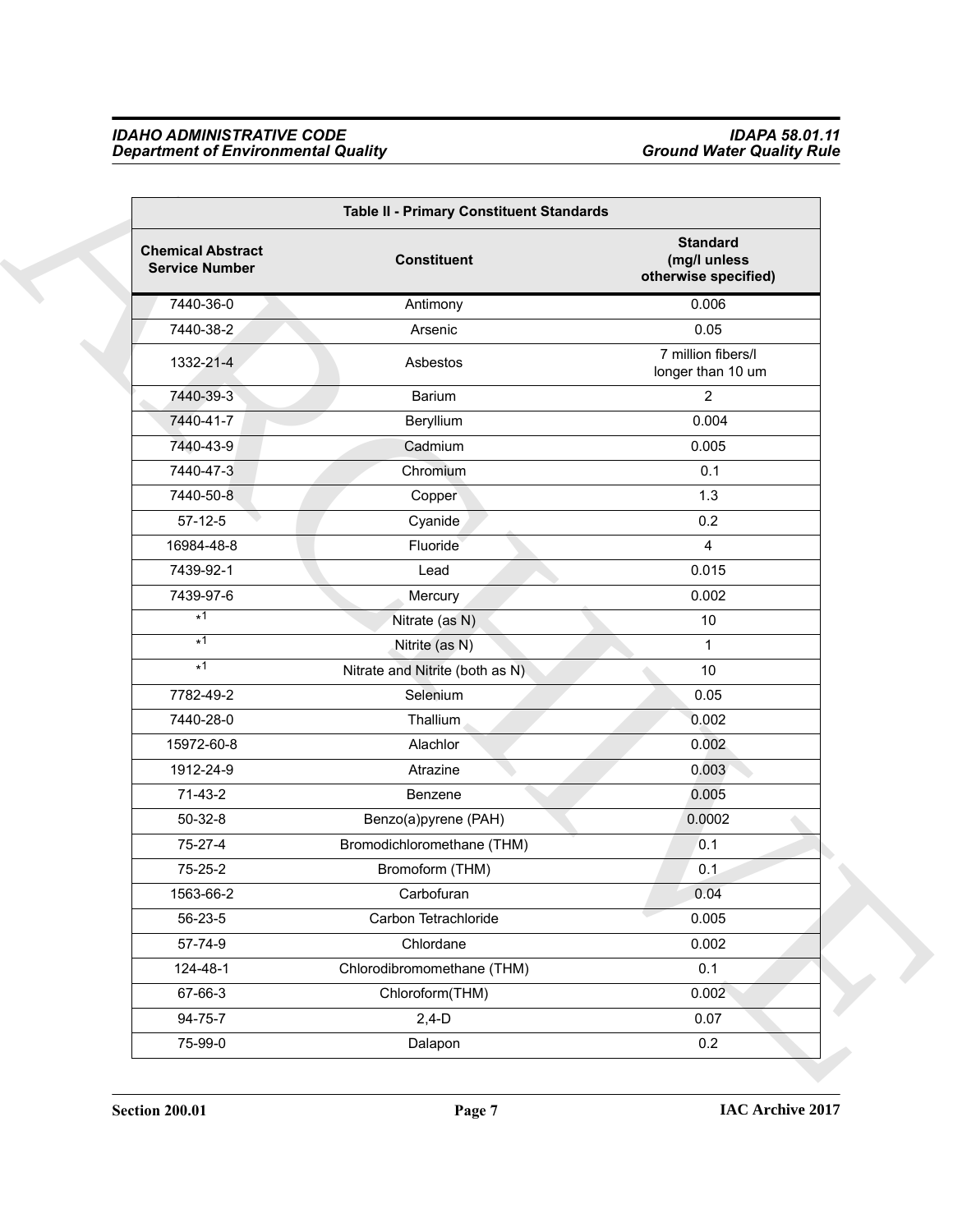| Table II - Primary Constituent Standards | | |
|---|---|---|
| **Chemical Abstract Service Number** | **Constituent** | **Standard (mg/l unless otherwise specified)** |
| 7440-36-0 | Antimony | 0.006 |
| 7440-38-2 | Arsenic | 0.05 |
| 1332-21-4 | Asbestos | 7 million fibers/l longer than 10 um |
| 7440-39-3 | Barium | 2 |
| 7440-41-7 | Beryllium | 0.004 |
| 7440-43-9 | Cadmium | 0.005 |
| 7440-47-3 | Chromium | 0.1 |
| 7440-50-8 | Copper | 1.3 |
| 57-12-5 | Cyanide | 0.2 |
| 16984-48-8 | Fluoride | 4 |
| 7439-92-1 | Lead | 0.015 |
| 7439-97-6 | Mercury | 0.002 |
| *[1] | Nitrate (as N) | 10 |
| *[1] | Nitrite (as N) | 1 |
| *[1] | Nitrate and Nitrite (both as N) | 10 |
| 7782-49-2 | Selenium | 0.05 |
| 7440-28-0 | Thallium | 0.002 |
| 15972-60-8 | Alachlor | 0.002 |
| 1912-24-9 | Atrazine | 0.003 |
| 71-43-2 | Benzene | 0.005 |
| 50-32-8 | Benzo(a)pyrene (PAH) | 0.0002 |
| 75-27-4 | Bromodichloromethane (THM) | 0.1 |
| 75-25-2 | Bromoform (THM) | 0.1 |
| 1563-66-2 | Carbofuran | 0.04 |
| 56-23-5 | Carbon Tetrachloride | 0.005 |
| 57-74-9 | Chlordane | 0.002 |
| 124-48-1 | Chlorodibromomethane (THM) | 0.1 |
| 67-66-3 | Chloroform(THM) | 0.002 |
| 94-75-7 | 2,4-D | 0.07 |
| 75-99-0 | Dalapon | 0.2 |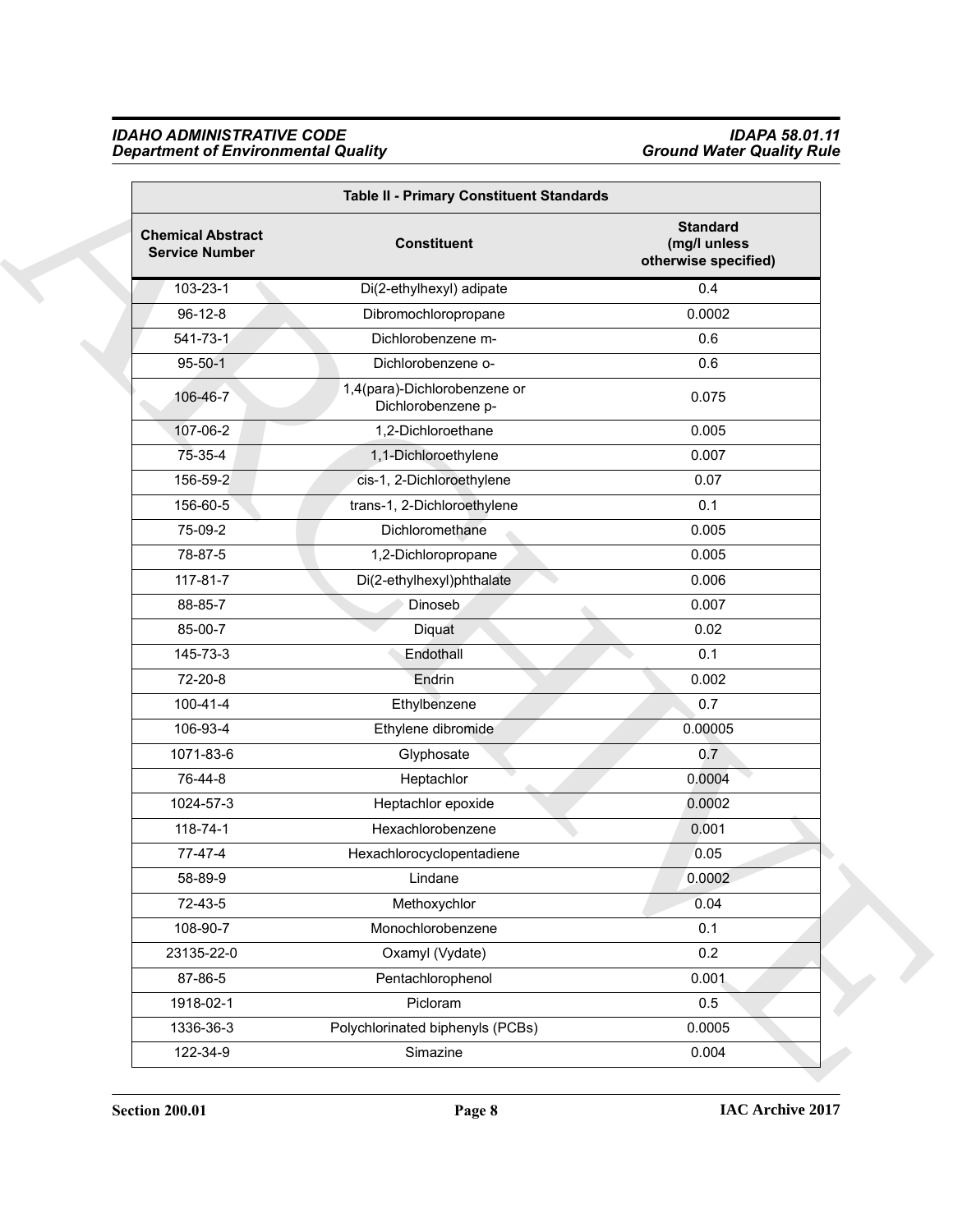| Table II - Primary Constituent Standards | | |
|---|---|---|
| **Chemical Abstract Service Number** | **Constituent** | **Standard (mg/l unless otherwise specified)** |
| 103-23-1 | Di(2-ethylhexyl) adipate | 0.4 |
| 96-12-8 | Dibromochloropropane | 0.0002 |
| 541-73-1 | Dichlorobenzene m- | 0.6 |
| 95-50-1 | Dichlorobenzene o- | 0.6 |
| 106-46-7 | 1,4(para)-Dichlorobenzene or Dichlorobenzene p- | 0.075 |
| 107-06-2 | 1,2-Dichloroethane | 0.005 |
| 75-35-4 | 1,1-Dichloroethylene | 0.007 |
| 156-59-2 | cis-1, 2-Dichloroethylene | 0.07 |
| 156-60-5 | trans-1, 2-Dichloroethylene | 0.1 |
| 75-09-2 | Dichloromethane | 0.005 |
| 78-87-5 | 1,2-Dichloropropane | 0.005 |
| 117-81-7 | Di(2-ethylhexyl)phthalate | 0.006 |
| 88-85-7 | Dinoseb | 0.007 |
| 85-00-7 | Diquat | 0.02 |
| 145-73-3 | Endothall | 0.1 |
| 72-20-8 | Endrin | 0.002 |
| 100-41-4 | Ethylbenzene | 0.7 |
| 106-93-4 | Ethylene dibromide | 0.00005 |
| 1071-83-6 | Glyphosate | 0.7 |
| 76-44-8 | Heptachlor | 0.0004 |
| 1024-57-3 | Heptachlor epoxide | 0.0002 |
| 118-74-1 | Hexachlorobenzene | 0.001 |
| 77-47-4 | Hexachlorocyclopentadiene | 0.05 |
| 58-89-9 | Lindane | 0.0002 |
| 72-43-5 | Methoxychlor | 0.04 |
| 108-90-7 | Monochlorobenzene | 0.1 |
| 23135-22-0 | Oxamyl (Vydate) | 0.2 |
| 87-86-5 | Pentachlorophenol | 0.001 |
| 1918-02-1 | Picloram | 0.5 |
| 1336-36-3 | Polychlorinated biphenyls (PCBs) | 0.0005 |
| 122-34-9 | Simazine | 0.004 |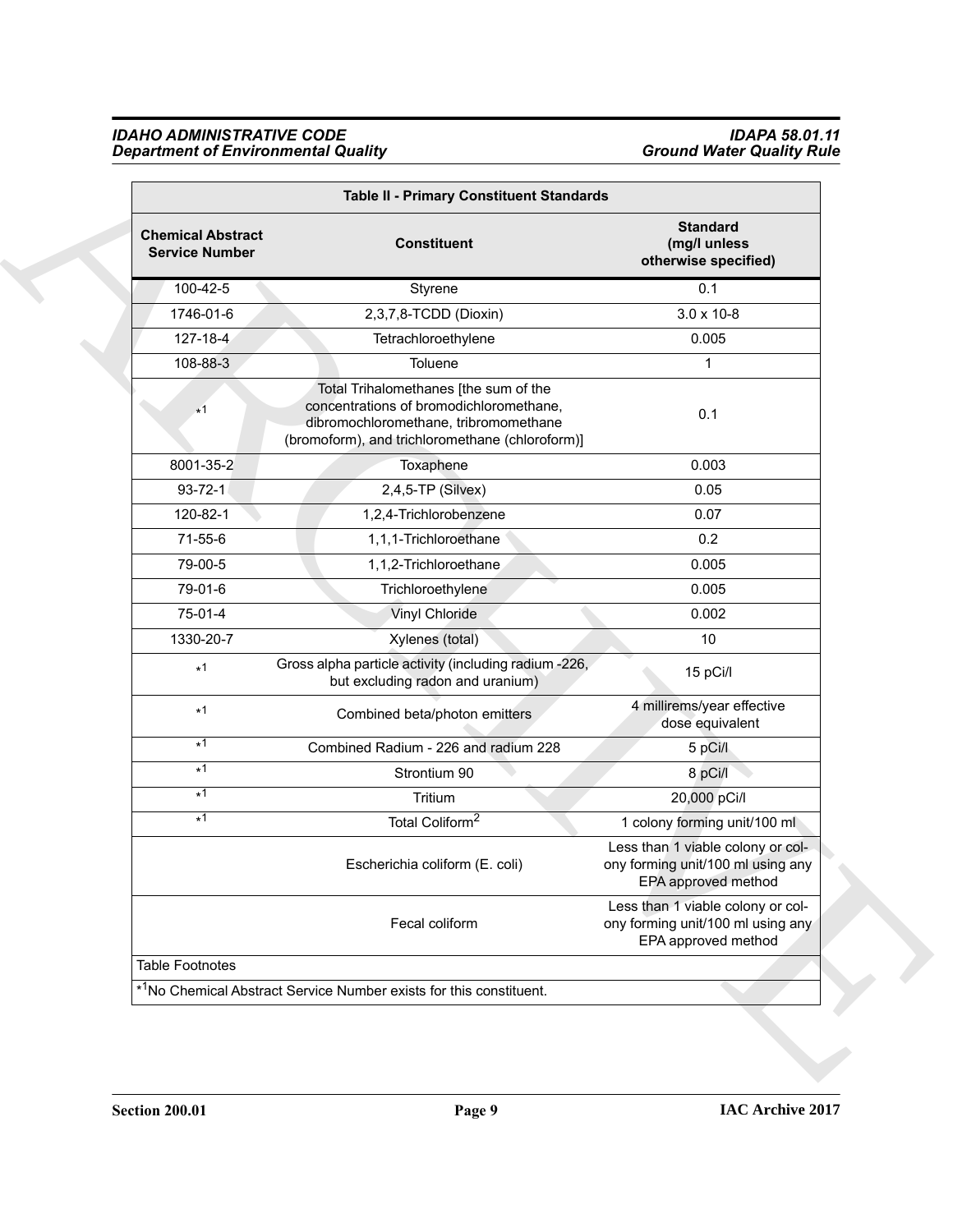| Table II - Primary Constituent Standards | | |
|---|---|---|
| **Chemical Abstract Service Number** | **Constituent** | **Standard (mg/l unless otherwise specified)** |
| 100-42-5 | Styrene | 0.1 |
| 1746-01-6 | 2,3,7,8-TCDD (Dioxin) | 3.0 x 10-8 |
| 127-18-4 | Tetrachloroethylene | 0.005 |
| 108-88-3 | Toluene | 1 |
| *[1] | Total Trihalomethanes [the sum of the concentrations of bromodichloromethane, dibromochloromethane, tribromomethane (bromoform), and trichloromethane (chloroform)] | 0.1 |
| 8001-35-2 | Toxaphene | 0.003 |
| 93-72-1 | 2,4,5-TP (Silvex) | 0.05 |
| 120-82-1 | 1,2,4-Trichlorobenzene | 0.07 |
| 71-55-6 | 1,1,1-Trichloroethane | 0.2 |
| 79-00-5 | 1,1,2-Trichloroethane | 0.005 |
| 79-01-6 | Trichloroethylene | 0.005 |
| 75-01-4 | Vinyl Chloride | 0.002 |
| 1330-20-7 | Xylenes (total) | 10 |
| *[1] | Gross alpha particle activity (including radium -226, but excluding radon and uranium) | 15 pCi/l |
| *[1] | Combined beta/photon emitters | 4 millirems/year effective dose equivalent |
| *[1] | Combined Radium - 226 and radium 228 | 5 pCi/l |
| *[1] | Strontium 90 | 8 pCi/l |
| *[1] | Tritium | 20,000 pCi/l |
| *[1] | Total Coliform[2] | 1 colony forming unit/100 ml |
| | Escherichia coliform (E. coli) | Less than 1 viable colony or colony forming unit/100 ml using any EPA approved method |
| | Fecal coliform | Less than 1 viable colony or colony forming unit/100 ml using any EPA approved method |
| Table Footnotes | | |
| *[1]No Chemical Abstract Service Number exists for this constituent. | | |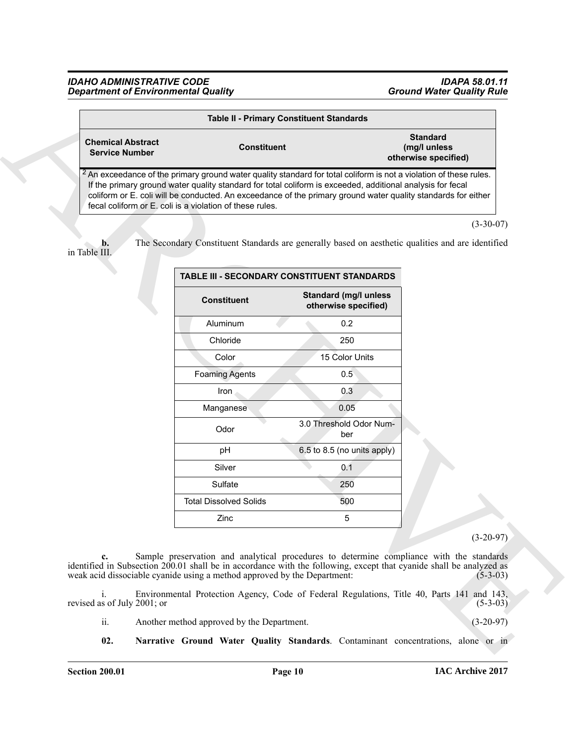| Table II - Primary Constituent Standards | | |
|---|---|---|
| Chemical Abstract Service Number | Constituent | Standard (mg/l unless otherwise specified) |
| [2] An exceedance of the primary ground water quality standard for total coliform is not a violation of these rules. If the primary ground water quality standard for total coliform is exceeded, additional analysis for fecal coliform or E. coli will be conducted. An exceedance of the primary ground water quality standards for either fecal coliform or E. coli is a violation of these rules. | | |

(3-30-07)

**b.** The Secondary Constituent Standards are generally based on aesthetic qualities and are identified in Table III.

| TABLE III - SECONDARY CONSTITUENT STANDARDS | |
|---|---|
| **Constituent** | **Standard (mg/l unless otherwise specified)** |
| Aluminum | 0.2 |
| Chloride | 250 |
| Color | 15 Color Units |
| Foaming Agents | 0.5 |
| Iron | 0.3 |
| Manganese | 0.05 |
| Odor | 3.0 Threshold Odor Number |
| pH | 6.5 to 8.5 (no units apply) |
| Silver | 0.1 |
| Sulfate | 250 |
| Total Dissolved Solids | 500 |
| Zinc | 5 |

(3-20-97)

**c.** Sample preservation and analytical procedures to determine compliance with the standards identified in Subsection 200.01 shall be in accordance with the following, except that cyanide shall be analyzed as weak acid dissociable cyanide using a method approved by the Department: (5-3-03)

i. Environmental Protection Agency, Code of Federal Regulations, Title 40, Parts 141 and 143, revised as of July 2001; or (5-3-03)

ii. Another method approved by the Department. (3-20-97)

**02. Narrative Ground Water Quality Standards**. Contaminant concentrations, alone or in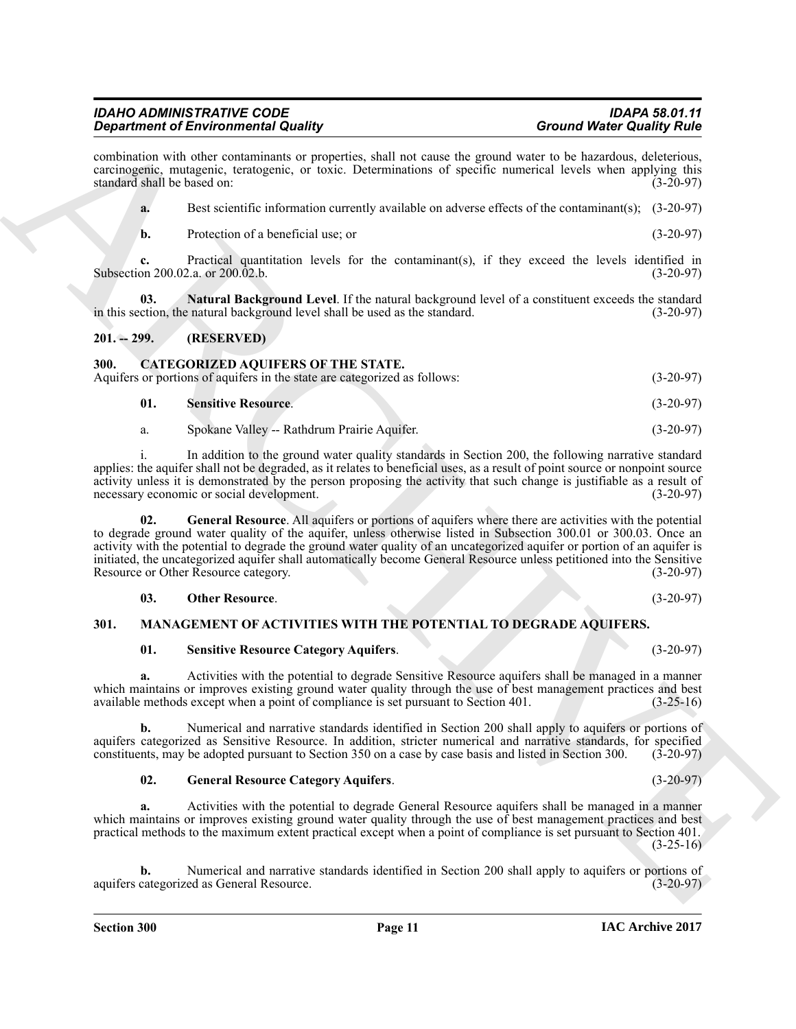combination with other contaminants or properties, shall not cause the ground water to be hazardous, deleterious, carcinogenic, mutagenic, teratogenic, or toxic. Determinations of specific numerical levels when applying this standard shall be based on: (3-20-97)

**a.** Best scientific information currently available on adverse effects of the contaminant(s); (3-20-97)

**b.** Protection of a beneficial use; or (3-20-97)

**c.** Practical quantitation levels for the contaminant(s), if they exceed the levels identified in Subsection 200.02.a. or 200.02.b. (3-20-97)

**03. Natural Background Level**. If the natural background level of a constituent exceeds the standard in this section, the natural background level shall be used as the standard. (3-20-97)

## 201. -- 299. (RESERVED)

## 300. CATEGORIZED AQUIFERS OF THE STATE.

Aquifers or portions of aquifers in the state are categorized as follows: (3-20-97)

**01. Sensitive Resource**. (3-20-97)

a. Spokane Valley -- Rathdrum Prairie Aquifer. (3-20-97)

i. In addition to the ground water quality standards in Section 200, the following narrative standard applies: the aquifer shall not be degraded, as it relates to beneficial uses, as a result of point source or nonpoint source activity unless it is demonstrated by the person proposing the activity that such change is justifiable as a result of necessary economic or social development. (3-20-97)

**02. General Resource**. All aquifers or portions of aquifers where there are activities with the potential to degrade ground water quality of the aquifer, unless otherwise listed in Subsection 300.01 or 300.03. Once an activity with the potential to degrade the ground water quality of an uncategorized aquifer or portion of an aquifer is initiated, the uncategorized aquifer shall automatically become General Resource unless petitioned into the Sensitive Resource or Other Resource category. (3-20-97)

**03. Other Resource**. (3-20-97)

## 301. MANAGEMENT OF ACTIVITIES WITH THE POTENTIAL TO DEGRADE AQUIFERS.

**01. Sensitive Resource Category Aquifers**. (3-20-97)

**a.** Activities with the potential to degrade Sensitive Resource aquifers shall be managed in a manner which maintains or improves existing ground water quality through the use of best management practices and best available methods except when a point of compliance is set pursuant to Section 401. (3-25-16)

**b.** Numerical and narrative standards identified in Section 200 shall apply to aquifers or portions of aquifers categorized as Sensitive Resource. In addition, stricter numerical and narrative standards, for specified constituents, may be adopted pursuant to Section 350 on a case by case basis and listed in Section 300. (3-20-97)

**02. General Resource Category Aquifers**. (3-20-97)

**a.** Activities with the potential to degrade General Resource aquifers shall be managed in a manner which maintains or improves existing ground water quality through the use of best management practices and best practical methods to the maximum extent practical except when a point of compliance is set pursuant to Section 401. (3-25-16)

**b.** Numerical and narrative standards identified in Section 200 shall apply to aquifers or portions of aquifers categorized as General Resource. (3-20-97)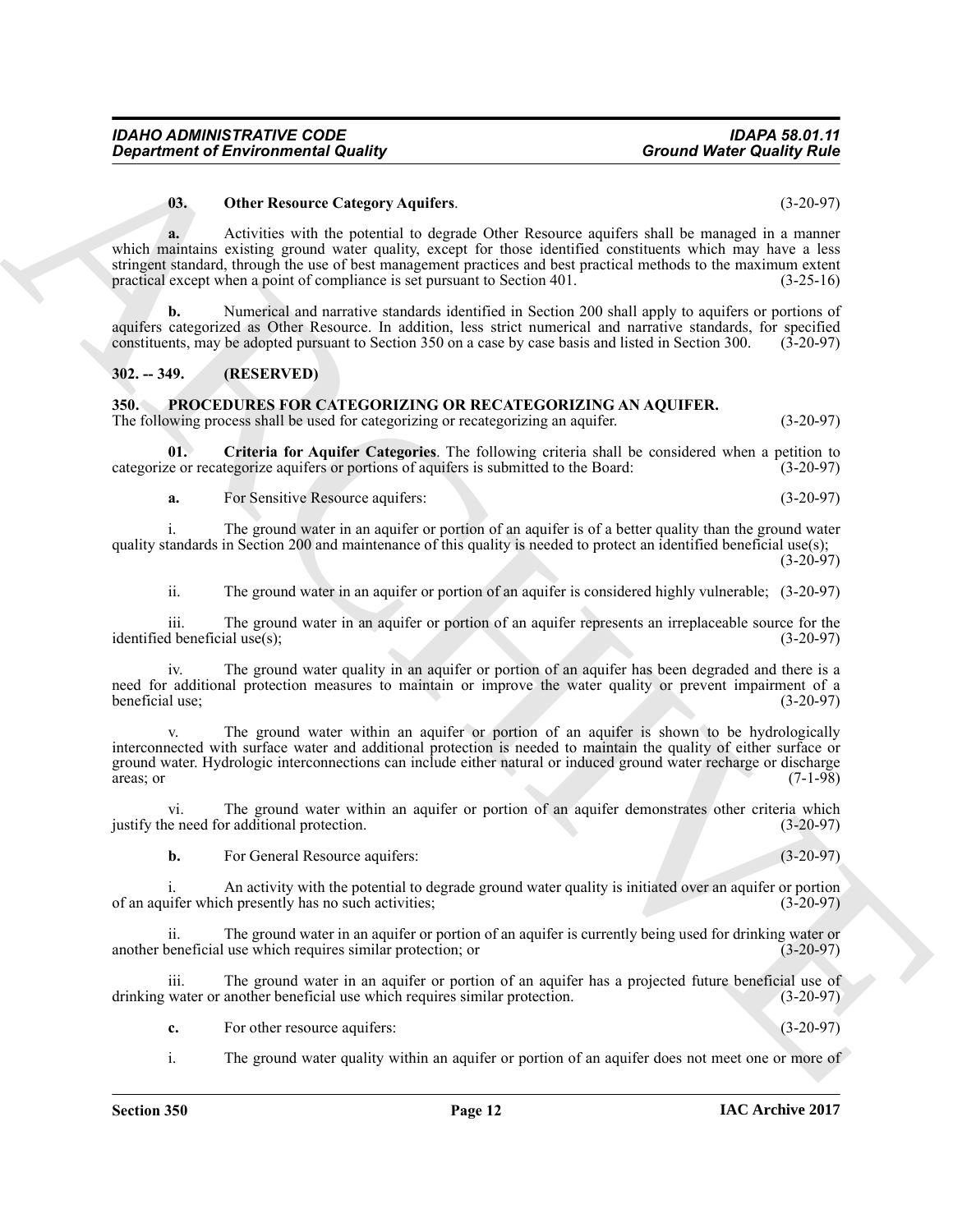**03. Other Resource Category Aquifers**. (3-20-97)

**a.** Activities with the potential to degrade Other Resource aquifers shall be managed in a manner which maintains existing ground water quality, except for those identified constituents which may have a less stringent standard, through the use of best management practices and best practical methods to the maximum extent practical except when a point of compliance is set pursuant to Section 401. (3-25-16)

**b.** Numerical and narrative standards identified in Section 200 shall apply to aquifers or portions of aquifers categorized as Other Resource. In addition, less strict numerical and narrative standards, for specified constituents, may be adopted pursuant to Section 350 on a case by case basis and listed in Section 300. (3-20-97)

## 302. -- 349. (RESERVED)

## 350. PROCEDURES FOR CATEGORIZING OR RECATEGORIZING AN AQUIFER.

The following process shall be used for categorizing or recategorizing an aquifer. (3-20-97)

**01. Criteria for Aquifer Categories**. The following criteria shall be considered when a petition to categorize or recategorize aquifers or portions of aquifers is submitted to the Board: (3-20-97)

**a.** For Sensitive Resource aquifers: (3-20-97)

i. The ground water in an aquifer or portion of an aquifer is of a better quality than the ground water quality standards in Section 200 and maintenance of this quality is needed to protect an identified beneficial use(s); (3-20-97)

ii. The ground water in an aquifer or portion of an aquifer is considered highly vulnerable; (3-20-97)

iii. The ground water in an aquifer or portion of an aquifer represents an irreplaceable source for the identified beneficial use(s); (3-20-97)

iv. The ground water quality in an aquifer or portion of an aquifer has been degraded and there is a need for additional protection measures to maintain or improve the water quality or prevent impairment of a beneficial use; (3-20-97)

v. The ground water within an aquifer or portion of an aquifer is shown to be hydrologically interconnected with surface water and additional protection is needed to maintain the quality of either surface or ground water. Hydrologic interconnections can include either natural or induced ground water recharge or discharge areas; or (7-1-98)

vi. The ground water within an aquifer or portion of an aquifer demonstrates other criteria which justify the need for additional protection. (3-20-97)

**b.** For General Resource aquifers: (3-20-97)

i. An activity with the potential to degrade ground water quality is initiated over an aquifer or portion of an aquifer which presently has no such activities; (3-20-97)

ii. The ground water in an aquifer or portion of an aquifer is currently being used for drinking water or another beneficial use which requires similar protection; or (3-20-97)

iii. The ground water in an aquifer or portion of an aquifer has a projected future beneficial use of drinking water or another beneficial use which requires similar protection. (3-20-97)

**c.** For other resource aquifers: (3-20-97)

i. The ground water quality within an aquifer or portion of an aquifer does not meet one or more of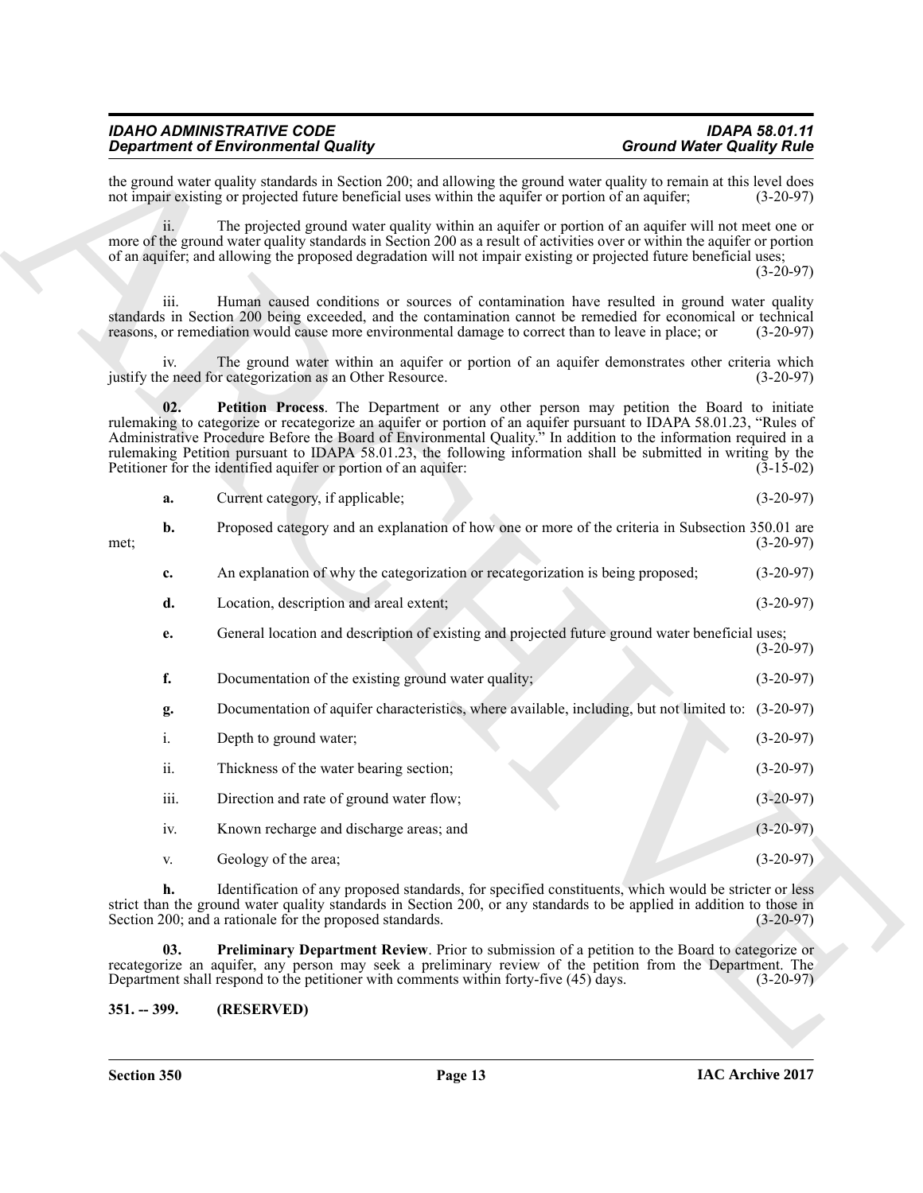the ground water quality standards in Section 200; and allowing the ground water quality to remain at this level does not impair existing or projected future beneficial uses within the aquifer or portion of an aquifer; (3-20-97)

ii. The projected ground water quality within an aquifer or portion of an aquifer will not meet one or more of the ground water quality standards in Section 200 as a result of activities over or within the aquifer or portion of an aquifer; and allowing the proposed degradation will not impair existing or projected future beneficial uses; (3-20-97)

iii. Human caused conditions or sources of contamination have resulted in ground water quality standards in Section 200 being exceeded, and the contamination cannot be remedied for economical or technical reasons, or remediation would cause more environmental damage to correct than to leave in place; or (3-20-97)

iv. The ground water within an aquifer or portion of an aquifer demonstrates other criteria which justify the need for categorization as an Other Resource. (3-20-97)

**02. Petition Process**. The Department or any other person may petition the Board to initiate rulemaking to categorize or recategorize an aquifer or portion of an aquifer pursuant to IDAPA 58.01.23, "Rules of Administrative Procedure Before the Board of Environmental Quality." In addition to the information required in a rulemaking Petition pursuant to IDAPA 58.01.23, the following information shall be submitted in writing by the Petitioner for the identified aquifer or portion of an aquifer: (3-15-02)

**a.** Current category, if applicable; (3-20-97)

**b.** Proposed category and an explanation of how one or more of the criteria in Subsection 350.01 are met; (3-20-97)

**c.** An explanation of why the categorization or recategorization is being proposed; (3-20-97)

**d.** Location, description and areal extent; (3-20-97)

**e.** General location and description of existing and projected future ground water beneficial uses; (3-20-97)

**f.** Documentation of the existing ground water quality; (3-20-97)

**g.** Documentation of aquifer characteristics, where available, including, but not limited to: (3-20-97)

i. Depth to ground water; (3-20-97)

ii. Thickness of the water bearing section; (3-20-97)

iii. Direction and rate of ground water flow; (3-20-97)

iv. Known recharge and discharge areas; and (3-20-97)

v. Geology of the area; (3-20-97)

**h.** Identification of any proposed standards, for specified constituents, which would be stricter or less strict than the ground water quality standards in Section 200, or any standards to be applied in addition to those in Section 200; and a rationale for the proposed standards. (3-20-97)

**03. Preliminary Department Review**. Prior to submission of a petition to the Board to categorize or recategorize an aquifer, any person may seek a preliminary review of the petition from the Department. The Department shall respond to the petitioner with comments within forty-five (45) days. (3-20-97)

## 351. -- 399. (RESERVED)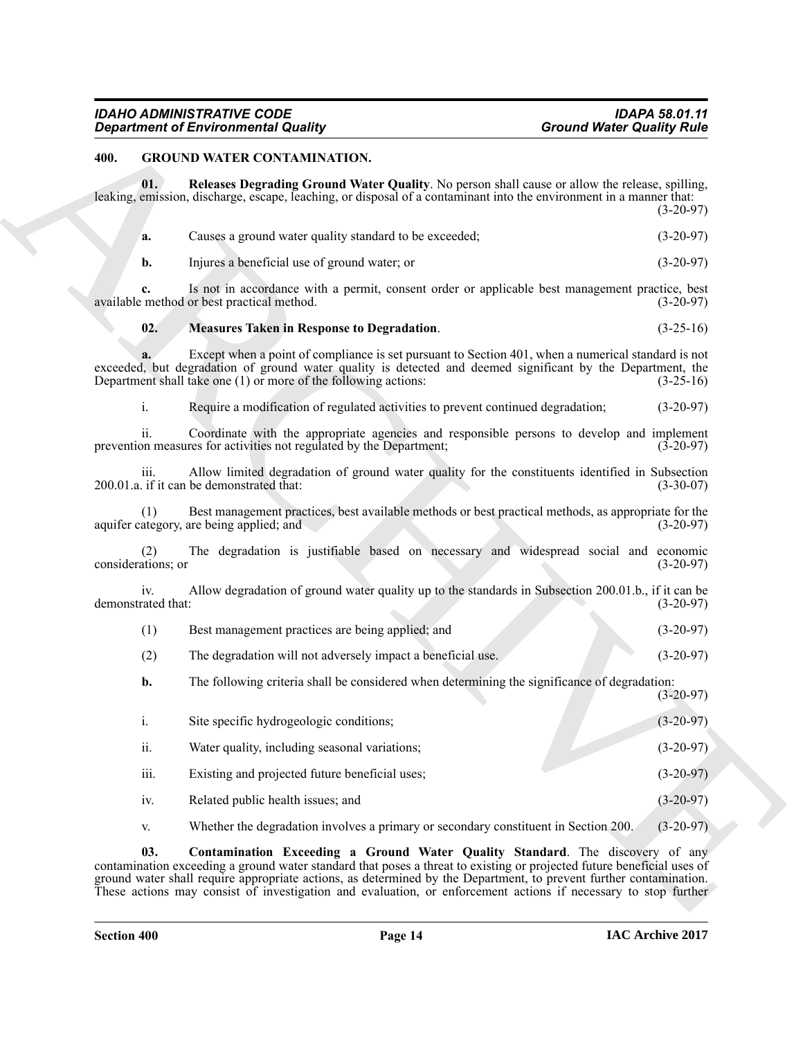## 400. GROUND WATER CONTAMINATION.

**01. Releases Degrading Ground Water Quality**. No person shall cause or allow the release, spilling, leaking, emission, discharge, escape, leaching, or disposal of a contaminant into the environment in a manner that: (3-20-97)

**a.** Causes a ground water quality standard to be exceeded; (3-20-97)

**b.** Injures a beneficial use of ground water; or (3-20-97)

**c.** Is not in accordance with a permit, consent order or applicable best management practice, best available method or best practical method. (3-20-97)

**02. Measures Taken in Response to Degradation**. (3-25-16)

**a.** Except when a point of compliance is set pursuant to Section 401, when a numerical standard is not exceeded, but degradation of ground water quality is detected and deemed significant by the Department, the Department shall take one (1) or more of the following actions: (3-25-16)

i. Require a modification of regulated activities to prevent continued degradation; (3-20-97)

ii. Coordinate with the appropriate agencies and responsible persons to develop and implement prevention measures for activities not regulated by the Department; (3-20-97)

iii. Allow limited degradation of ground water quality for the constituents identified in Subsection 200.01.a. if it can be demonstrated that: (3-30-07)

(1) Best management practices, best available methods or best practical methods, as appropriate for the aquifer category, are being applied; and (3-20-97)

(2) The degradation is justifiable based on necessary and widespread social and economic considerations; or (3-20-97)

iv. Allow degradation of ground water quality up to the standards in Subsection 200.01.b., if it can be demonstrated that: (3-20-97)

(1) Best management practices are being applied; and (3-20-97)

(2) The degradation will not adversely impact a beneficial use. (3-20-97)

**b.** The following criteria shall be considered when determining the significance of degradation: (3-20-97)

i. Site specific hydrogeologic conditions; (3-20-97)

ii. Water quality, including seasonal variations; (3-20-97)

iii. Existing and projected future beneficial uses; (3-20-97)

iv. Related public health issues; and (3-20-97)

v. Whether the degradation involves a primary or secondary constituent in Section 200. (3-20-97)

**03. Contamination Exceeding a Ground Water Quality Standard**. The discovery of any contamination exceeding a ground water standard that poses a threat to existing or projected future beneficial uses of ground water shall require appropriate actions, as determined by the Department, to prevent further contamination. These actions may consist of investigation and evaluation, or enforcement actions if necessary to stop further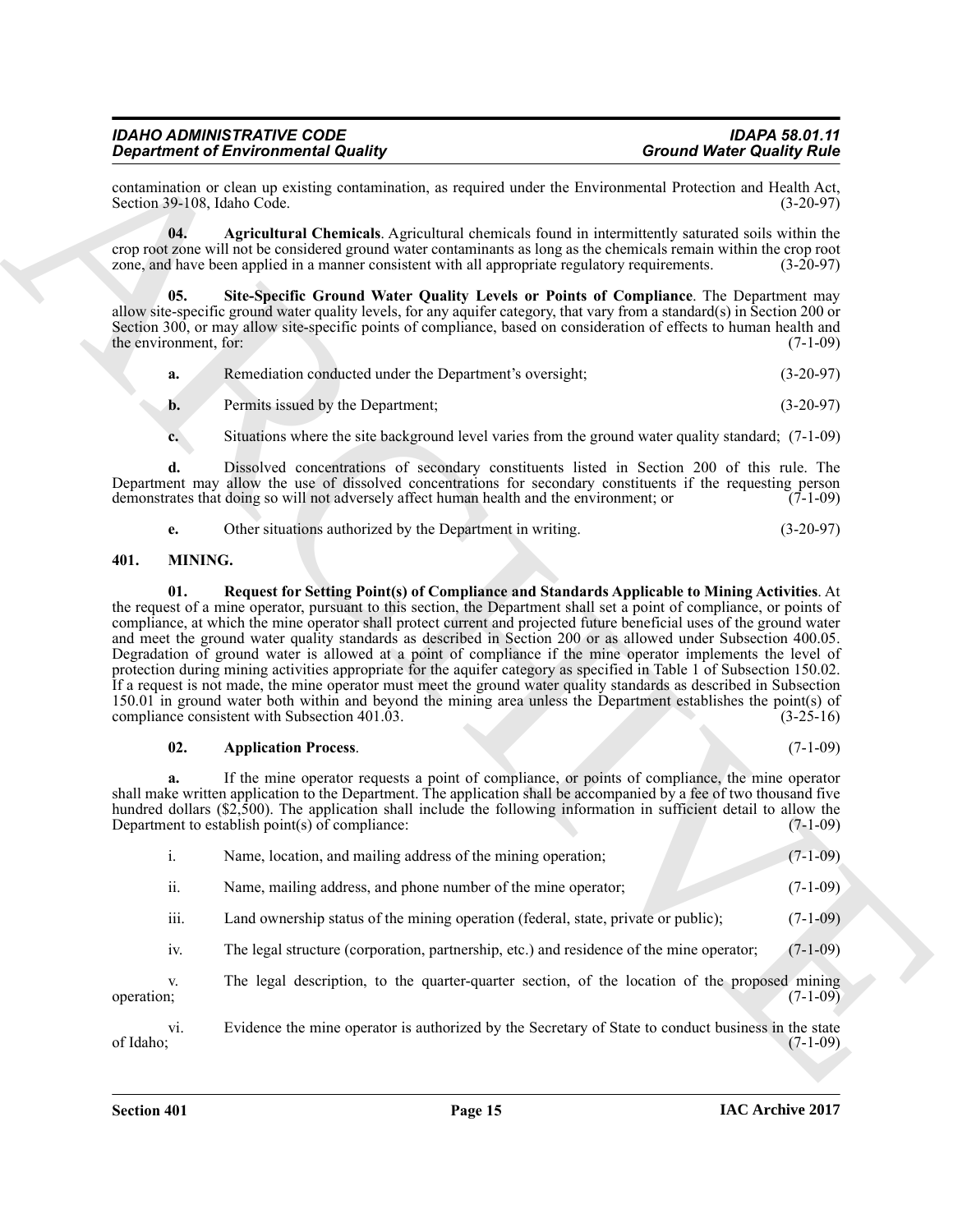contamination or clean up existing contamination, as required under the Environmental Protection and Health Act, Section 39-108, Idaho Code. (3-20-97)

**04. Agricultural Chemicals**. Agricultural chemicals found in intermittently saturated soils within the crop root zone will not be considered ground water contaminants as long as the chemicals remain within the crop root zone, and have been applied in a manner consistent with all appropriate regulatory requirements. (3-20-97)

**05. Site-Specific Ground Water Quality Levels or Points of Compliance**. The Department may allow site-specific ground water quality levels, for any aquifer category, that vary from a standard(s) in Section 200 or Section 300, or may allow site-specific points of compliance, based on consideration of effects to human health and the environment, for: (7-1-09)

**a.** Remediation conducted under the Department's oversight; (3-20-97)

**b.** Permits issued by the Department; (3-20-97)

**c.** Situations where the site background level varies from the ground water quality standard; (7-1-09)

**d.** Dissolved concentrations of secondary constituents listed in Section 200 of this rule. The Department may allow the use of dissolved concentrations for secondary constituents if the requesting person demonstrates that doing so will not adversely affect human health and the environment; or (7-1-09)

**e.** Other situations authorized by the Department in writing. (3-20-97)

## 401. MINING.

**01. Request for Setting Point(s) of Compliance and Standards Applicable to Mining Activities**. At the request of a mine operator, pursuant to this section, the Department shall set a point of compliance, or points of compliance, at which the mine operator shall protect current and projected future beneficial uses of the ground water and meet the ground water quality standards as described in Section 200 or as allowed under Subsection 400.05. Degradation of ground water is allowed at a point of compliance if the mine operator implements the level of protection during mining activities appropriate for the aquifer category as specified in Table 1 of Subsection 150.02. If a request is not made, the mine operator must meet the ground water quality standards as described in Subsection 150.01 in ground water both within and beyond the mining area unless the Department establishes the point(s) of compliance consistent with Subsection 401.03. (3-25-16)

**02. Application Process**. (7-1-09)

**a.** If the mine operator requests a point of compliance, or points of compliance, the mine operator shall make written application to the Department. The application shall be accompanied by a fee of two thousand five hundred dollars ($2,500). The application shall include the following information in sufficient detail to allow the Department to establish point(s) of compliance: (7-1-09)

i. Name, location, and mailing address of the mining operation; (7-1-09)

ii. Name, mailing address, and phone number of the mine operator; (7-1-09)

iii. Land ownership status of the mining operation (federal, state, private or public); (7-1-09)

iv. The legal structure (corporation, partnership, etc.) and residence of the mine operator; (7-1-09)

v. The legal description, to the quarter-quarter section, of the location of the proposed mining operation; (7-1-09)

vi. Evidence the mine operator is authorized by the Secretary of State to conduct business in the state of Idaho; (7-1-09)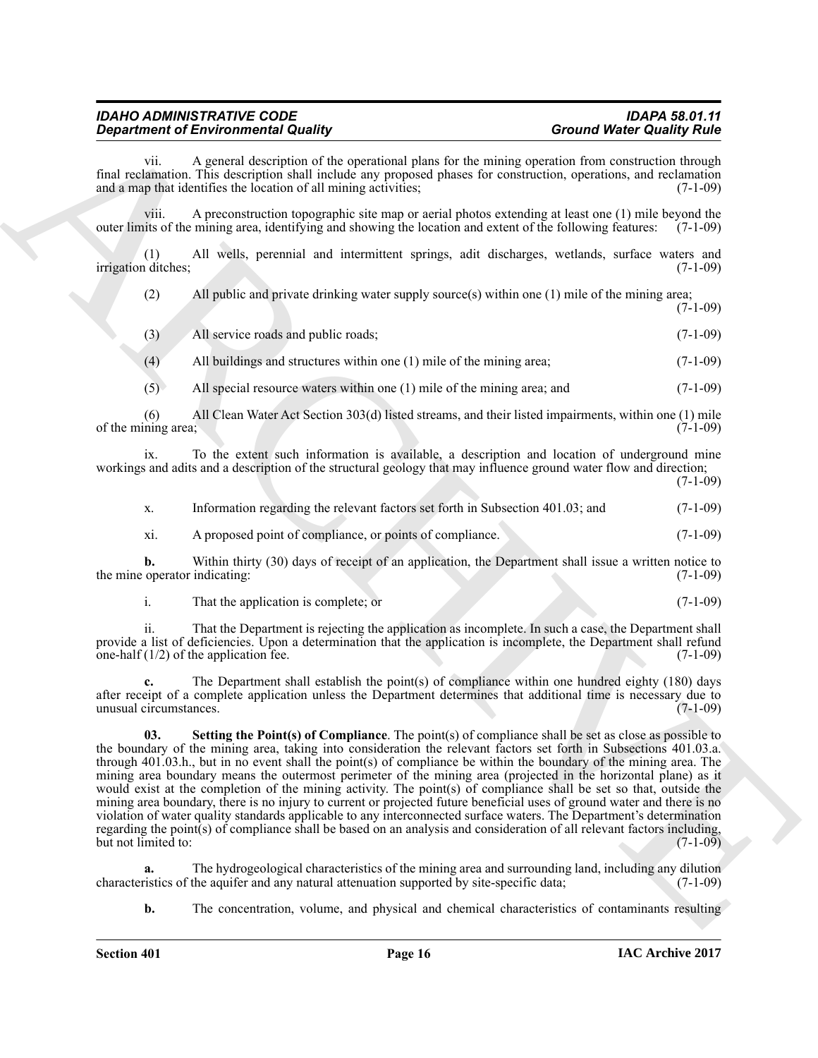vii. A general description of the operational plans for the mining operation from construction through final reclamation. This description shall include any proposed phases for construction, operations, and reclamation and a map that identifies the location of all mining activities; (7-1-09)

viii. A preconstruction topographic site map or aerial photos extending at least one (1) mile beyond the outer limits of the mining area, identifying and showing the location and extent of the following features: (7-1-09)

(1) All wells, perennial and intermittent springs, adit discharges, wetlands, surface waters and irrigation ditches; (7-1-09)

(2) All public and private drinking water supply source(s) within one (1) mile of the mining area; (7-1-09)

(3) All service roads and public roads; (7-1-09)

(4) All buildings and structures within one (1) mile of the mining area; (7-1-09)

(5) All special resource waters within one (1) mile of the mining area; and (7-1-09)

(6) All Clean Water Act Section 303(d) listed streams, and their listed impairments, within one (1) mile of the mining area; (7-1-09)

ix. To the extent such information is available, a description and location of underground mine workings and adits and a description of the structural geology that may influence ground water flow and direction; (7-1-09)

x. Information regarding the relevant factors set forth in Subsection 401.03; and (7-1-09)

xi. A proposed point of compliance, or points of compliance. (7-1-09)

**b.** Within thirty (30) days of receipt of an application, the Department shall issue a written notice to the mine operator indicating: (7-1-09)

i. That the application is complete; or (7-1-09)

ii. That the Department is rejecting the application as incomplete. In such a case, the Department shall provide a list of deficiencies. Upon a determination that the application is incomplete, the Department shall refund one-half (1/2) of the application fee. (7-1-09)

**c.** The Department shall establish the point(s) of compliance within one hundred eighty (180) days after receipt of a complete application unless the Department determines that additional time is necessary due to unusual circumstances. (7-1-09)

**03. Setting the Point(s) of Compliance**. The point(s) of compliance shall be set as close as possible to the boundary of the mining area, taking into consideration the relevant factors set forth in Subsections 401.03.a. through 401.03.h., but in no event shall the point(s) of compliance be within the boundary of the mining area. The mining area boundary means the outermost perimeter of the mining area (projected in the horizontal plane) as it would exist at the completion of the mining activity. The point(s) of compliance shall be set so that, outside the mining area boundary, there is no injury to current or projected future beneficial uses of ground water and there is no violation of water quality standards applicable to any interconnected surface waters. The Department's determination regarding the point(s) of compliance shall be based on an analysis and consideration of all relevant factors including, but not limited to: (7-1-09)

**a.** The hydrogeological characteristics of the mining area and surrounding land, including any dilution characteristics of the aquifer and any natural attenuation supported by site-specific data; (7-1-09)

**b.** The concentration, volume, and physical and chemical characteristics of contaminants resulting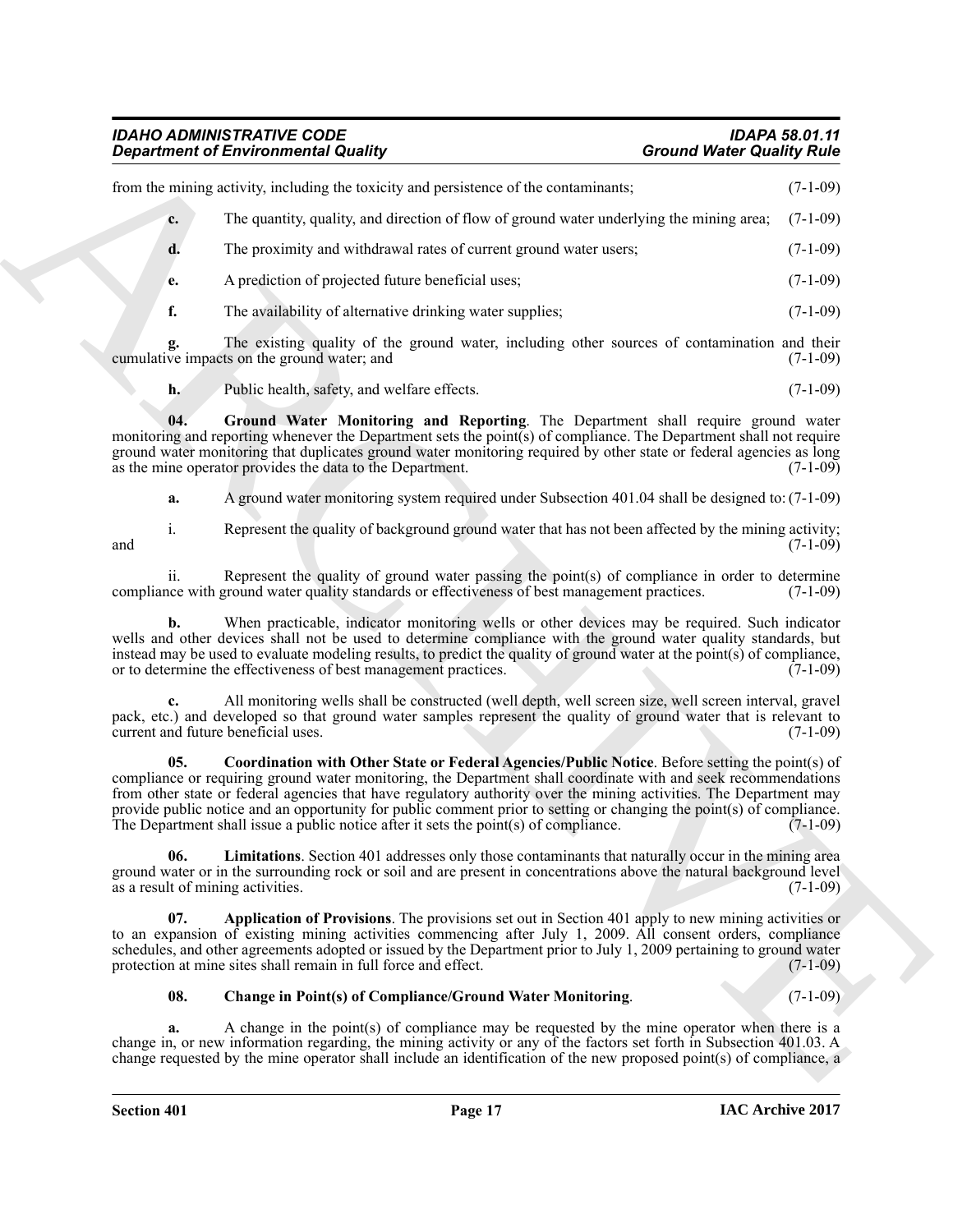from the mining activity, including the toxicity and persistence of the contaminants; (7-1-09)

**c.** The quantity, quality, and direction of flow of ground water underlying the mining area; (7-1-09)

**d.** The proximity and withdrawal rates of current ground water users; (7-1-09)

**e.** A prediction of projected future beneficial uses; (7-1-09)

**f.** The availability of alternative drinking water supplies; (7-1-09)

**g.** The existing quality of the ground water, including other sources of contamination and their cumulative impacts on the ground water; and (7-1-09)

**h.** Public health, safety, and welfare effects. (7-1-09)

**04. Ground Water Monitoring and Reporting**. The Department shall require ground water monitoring and reporting whenever the Department sets the point(s) of compliance. The Department shall not require ground water monitoring that duplicates ground water monitoring required by other state or federal agencies as long as the mine operator provides the data to the Department. (7-1-09)

**a.** A ground water monitoring system required under Subsection 401.04 shall be designed to: (7-1-09)

i. Represent the quality of background ground water that has not been affected by the mining activity; and (7-1-09)

ii. Represent the quality of ground water passing the point(s) of compliance in order to determine compliance with ground water quality standards or effectiveness of best management practices. (7-1-09)

**b.** When practicable, indicator monitoring wells or other devices may be required. Such indicator wells and other devices shall not be used to determine compliance with the ground water quality standards, but instead may be used to evaluate modeling results, to predict the quality of ground water at the point(s) of compliance, or to determine the effectiveness of best management practices. (7-1-09)

**c.** All monitoring wells shall be constructed (well depth, well screen size, well screen interval, gravel pack, etc.) and developed so that ground water samples represent the quality of ground water that is relevant to current and future beneficial uses. (7-1-09)

**05. Coordination with Other State or Federal Agencies/Public Notice**. Before setting the point(s) of compliance or requiring ground water monitoring, the Department shall coordinate with and seek recommendations from other state or federal agencies that have regulatory authority over the mining activities. The Department may provide public notice and an opportunity for public comment prior to setting or changing the point(s) of compliance. The Department shall issue a public notice after it sets the point(s) of compliance. (7-1-09)

**06. Limitations**. Section 401 addresses only those contaminants that naturally occur in the mining area ground water or in the surrounding rock or soil and are present in concentrations above the natural background level as a result of mining activities. (7-1-09)

**07. Application of Provisions**. The provisions set out in Section 401 apply to new mining activities or to an expansion of existing mining activities commencing after July 1, 2009. All consent orders, compliance schedules, and other agreements adopted or issued by the Department prior to July 1, 2009 pertaining to ground water protection at mine sites shall remain in full force and effect. (7-1-09)

**08. Change in Point(s) of Compliance/Ground Water Monitoring**. (7-1-09)

**a.** A change in the point(s) of compliance may be requested by the mine operator when there is a change in, or new information regarding, the mining activity or any of the factors set forth in Subsection 401.03. A change requested by the mine operator shall include an identification of the new proposed point(s) of compliance, a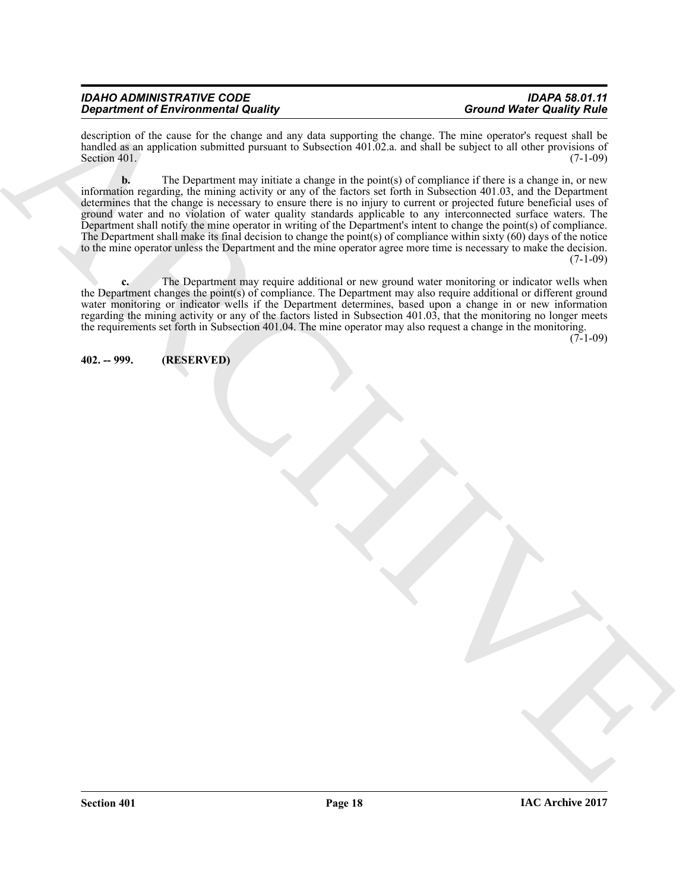description of the cause for the change and any data supporting the change. The mine operator's request shall be handled as an application submitted pursuant to Subsection 401.02.a. and shall be subject to all other provisions of Section 401. (7-1-09)

**b.** The Department may initiate a change in the point(s) of compliance if there is a change in, or new information regarding, the mining activity or any of the factors set forth in Subsection 401.03, and the Department determines that the change is necessary to ensure there is no injury to current or projected future beneficial uses of ground water and no violation of water quality standards applicable to any interconnected surface waters. The Department shall notify the mine operator in writing of the Department's intent to change the point(s) of compliance. The Department shall make its final decision to change the point(s) of compliance within sixty (60) days of the notice to the mine operator unless the Department and the mine operator agree more time is necessary to make the decision. (7-1-09)

**c.** The Department may require additional or new ground water monitoring or indicator wells when the Department changes the point(s) of compliance. The Department may also require additional or different ground water monitoring or indicator wells if the Department determines, based upon a change in or new information regarding the mining activity or any of the factors listed in Subsection 401.03, that the monitoring no longer meets the requirements set forth in Subsection 401.04. The mine operator may also request a change in the monitoring. (7-1-09)

**402. -- 999. (RESERVED)**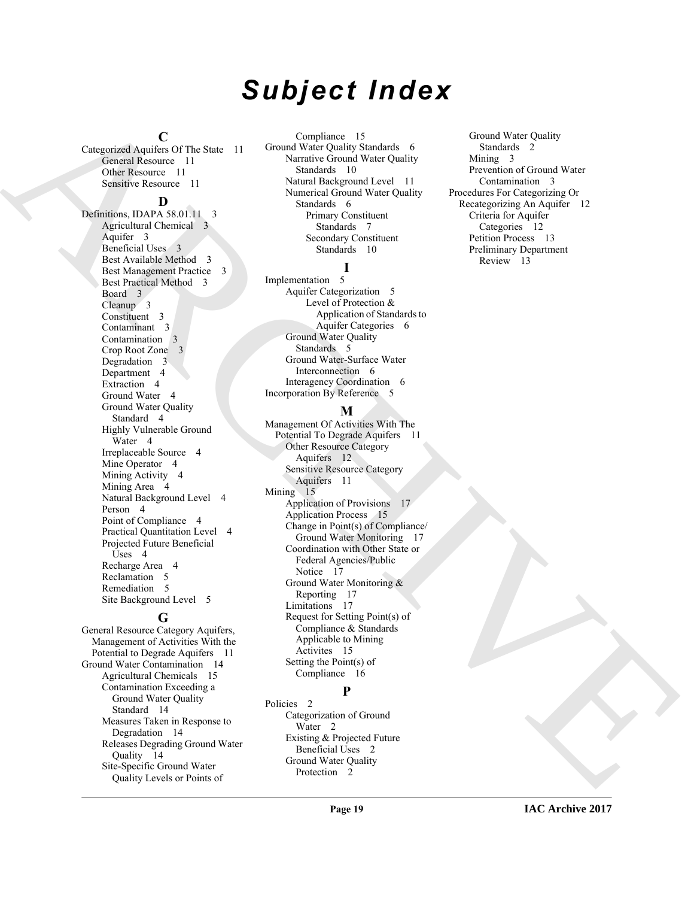# Subject Index

**C**

Categorized Aquifers Of The State 11
- General Resource 11
- Other Resource 11
- Sensitive Resource 11

**D**

Definitions, IDAPA 58.01.11 3
- Agricultural Chemical 3
- Aquifer 3
- Beneficial Uses 3
- Best Available Method 3
- Best Management Practice 3
- Best Practical Method 3
- Board 3
- Cleanup 3
- Constituent 3
- Contaminant 3
- Contamination 3
- Crop Root Zone 3
- Degradation 3
- Department 4
- Extraction 4
- Ground Water 4
- Ground Water Quality Standard 4
- Highly Vulnerable Ground Water 4
- Irreplaceable Source 4
- Mine Operator 4
- Mining Activity 4
- Mining Area 4
- Natural Background Level 4
- Person 4
- Point of Compliance 4
- Practical Quantitation Level 4
- Projected Future Beneficial Uses 4
- Recharge Area 4
- Reclamation 5
- Remediation 5
- Site Background Level 5

**G**

General Resource Category Aquifers, Management of Activities With the Potential to Degrade Aquifers 11

Ground Water Contamination 14
- Agricultural Chemicals 15
- Contamination Exceeding a Ground Water Quality Standard 14
- Measures Taken in Response to Degradation 14
- Releases Degrading Ground Water Quality 14
- Site-Specific Ground Water Quality Levels or Points of Compliance 15

Ground Water Quality Standards 6
- Narrative Ground Water Quality Standards 10
- Natural Background Level 11
- Numerical Ground Water Quality Standards 6
  - Primary Constituent Standards 7
  - Secondary Constituent Standards 10

**I**

Implementation 5
- Aquifer Categorization 5
  - Level of Protection & Application of Standards to Aquifer Categories 6
- Ground Water Quality Standards 5
- Ground Water-Surface Water Interconnection 6
- Interagency Coordination 6

Incorporation By Reference 5

**M**

Management Of Activities With The Potential To Degrade Aquifers 11
- Other Resource Category Aquifers 12
- Sensitive Resource Category Aquifers 11

Mining 15
- Application of Provisions 17
- Application Process 15
- Change in Point(s) of Compliance/ Ground Water Monitoring 17
- Coordination with Other State or Federal Agencies/Public Notice 17
- Ground Water Monitoring & Reporting 17
- Limitations 17
- Request for Setting Point(s) of Compliance & Standards Applicable to Mining Activites 15
- Setting the Point(s) of Compliance 16

**P**

Policies 2
- Categorization of Ground Water 2
- Existing & Projected Future Beneficial Uses 2
- Ground Water Quality Protection 2
- Ground Water Quality Standards 2
- Mining 3
- Prevention of Ground Water Contamination 3

Procedures For Categorizing Or Recategorizing An Aquifer 12
- Criteria for Aquifer Categories 12
- Petition Process 13
- Preliminary Department Review 13